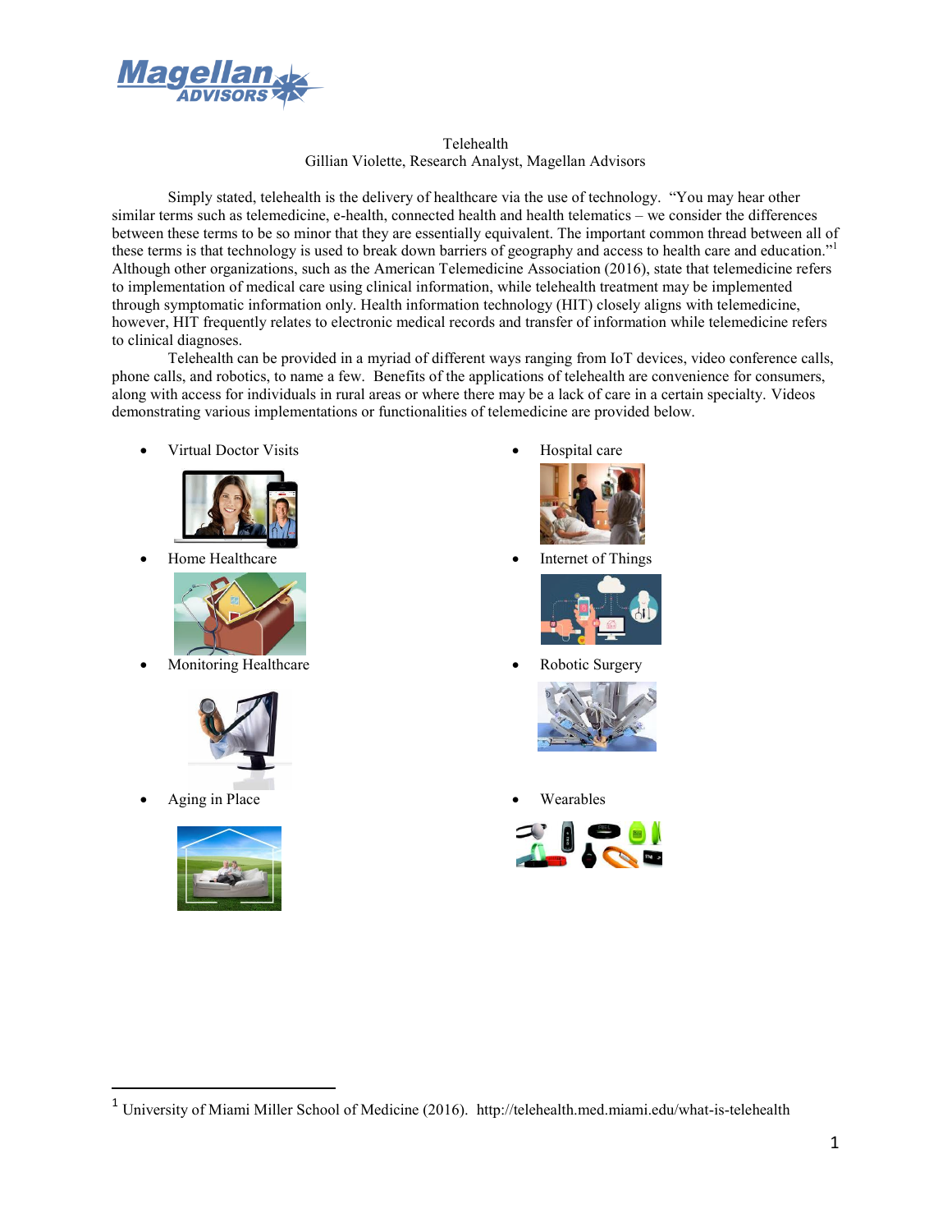# Telehealth

Gillian Violette, Research Analyst, Magellan Advisors

Simply stated, telehealth is the delivery of healthcare via the use of technology. "You may hear other similar terms such as telemedicine, e-health, connected health and health telematics – we consider the differences between these terms to be so minor that they are essentially equivalent. The important common thread between all of these terms is that technology is used to break down barriers of geography and access to health care and education."[1] Although other organizations, such as the American Telemedicine Association (2016), state that telemedicine refers to implementation of medical care using clinical information, while telehealth treatment may be implemented through symptomatic information only. Health information technology (HIT) closely aligns with telemedicine, however, HIT frequently relates to electronic medical records and transfer of information while telemedicine refers to clinical diagnoses.

Telehealth can be provided in a myriad of different ways ranging from IoT devices, video conference calls, phone calls, and robotics, to name a few. Benefits of the applications of telehealth are convenience for consumers, along with access for individuals in rural areas or where there may be a lack of care in a certain specialty. Videos demonstrating various implementations or functionalities of telemedicine are provided below.

- Virtual Doctor Visits
- Home Healthcare
- Monitoring Healthcare
- Aging in Place
- Hospital care
- Internet of Things
- Robotic Surgery
- Wearables

[1] University of Miami Miller School of Medicine (2016). http://telehealth.med.miami.edu/what-is-telehealth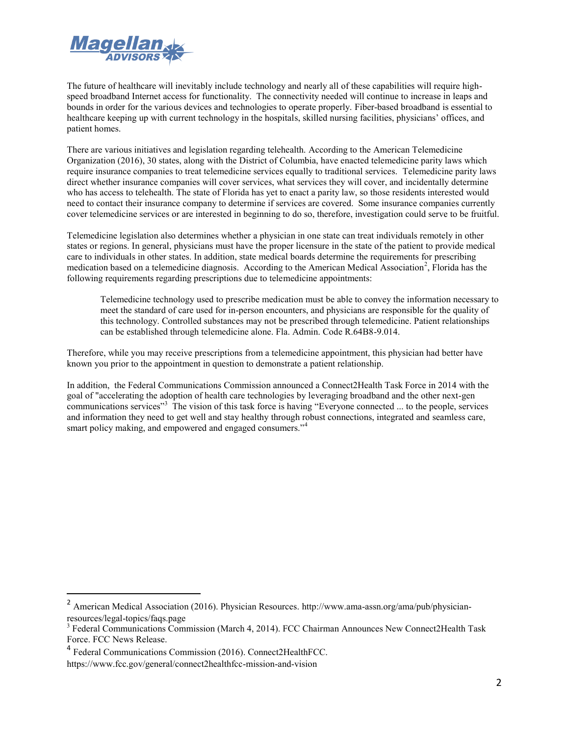The future of healthcare will inevitably include technology and nearly all of these capabilities will require high-speed broadband Internet access for functionality. The connectivity needed will continue to increase in leaps and bounds in order for the various devices and technologies to operate properly. Fiber-based broadband is essential to healthcare keeping up with current technology in the hospitals, skilled nursing facilities, physicians' offices, and patient homes.

There are various initiatives and legislation regarding telehealth. According to the American Telemedicine Organization (2016), 30 states, along with the District of Columbia, have enacted telemedicine parity laws which require insurance companies to treat telemedicine services equally to traditional services. Telemedicine parity laws direct whether insurance companies will cover services, what services they will cover, and incidentally determine who has access to telehealth. The state of Florida has yet to enact a parity law, so those residents interested would need to contact their insurance company to determine if services are covered. Some insurance companies currently cover telemedicine services or are interested in beginning to do so, therefore, investigation could serve to be fruitful.

Telemedicine legislation also determines whether a physician in one state can treat individuals remotely in other states or regions. In general, physicians must have the proper licensure in the state of the patient to provide medical care to individuals in other states. In addition, state medical boards determine the requirements for prescribing medication based on a telemedicine diagnosis. According to the American Medical Association[2], Florida has the following requirements regarding prescriptions due to telemedicine appointments:

> Telemedicine technology used to prescribe medication must be able to convey the information necessary to meet the standard of care used for in-person encounters, and physicians are responsible for the quality of this technology. Controlled substances may not be prescribed through telemedicine. Patient relationships can be established through telemedicine alone. Fla. Admin. Code R.64B8-9.014.

Therefore, while you may receive prescriptions from a telemedicine appointment, this physician had better have known you prior to the appointment in question to demonstrate a patient relationship.

In addition, the Federal Communications Commission announced a Connect2Health Task Force in 2014 with the goal of "accelerating the adoption of health care technologies by leveraging broadband and the other next-gen communications services"[3] The vision of this task force is having "Everyone connected ... to the people, services and information they need to get well and stay healthy through robust connections, integrated and seamless care, smart policy making, and empowered and engaged consumers."[4]

---

[2] American Medical Association (2016). Physician Resources. http://www.ama-assn.org/ama/pub/physician-resources/legal-topics/faqs.page

[3] Federal Communications Commission (March 4, 2014). FCC Chairman Announces New Connect2Health Task Force. FCC News Release.

[4] Federal Communications Commission (2016). Connect2HealthFCC. https://www.fcc.gov/general/connect2healthfcc-mission-and-vision